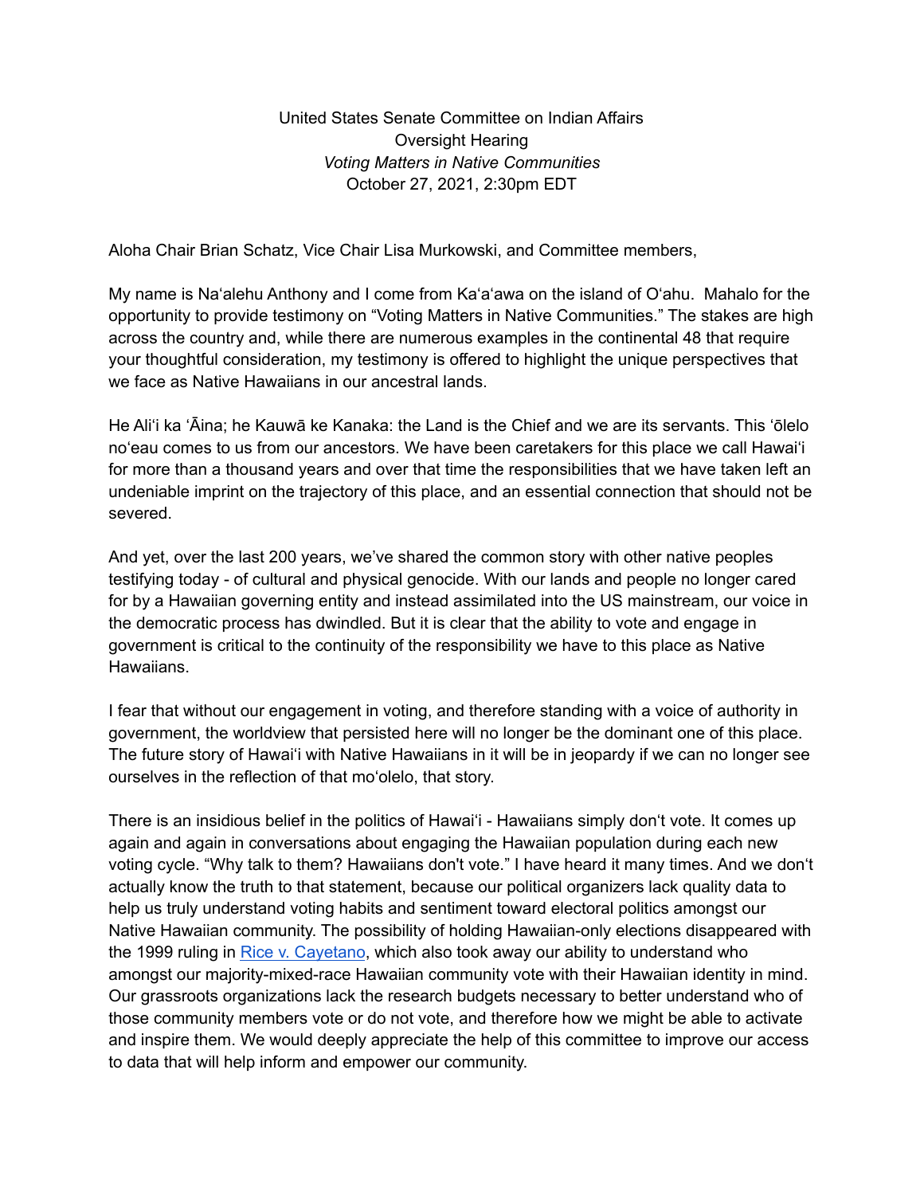United States Senate Committee on Indian Affairs
Oversight Hearing
*Voting Matters in Native Communities*
October 27, 2021, 2:30pm EDT

Aloha Chair Brian Schatz, Vice Chair Lisa Murkowski, and Committee members,

My name is Naʻalehu Anthony and I come from Kaʻaʻawa on the island of Oʻahu. Mahalo for the opportunity to provide testimony on "Voting Matters in Native Communities." The stakes are high across the country and, while there are numerous examples in the continental 48 that require your thoughtful consideration, my testimony is offered to highlight the unique perspectives that we face as Native Hawaiians in our ancestral lands.

He Aliʻi ka ʻĀina; he Kauwā ke Kanaka: the Land is the Chief and we are its servants. This ʻōlelo noʻeau comes to us from our ancestors. We have been caretakers for this place we call Hawaiʻi for more than a thousand years and over that time the responsibilities that we have taken left an undeniable imprint on the trajectory of this place, and an essential connection that should not be severed.

And yet, over the last 200 years, we've shared the common story with other native peoples testifying today - of cultural and physical genocide. With our lands and people no longer cared for by a Hawaiian governing entity and instead assimilated into the US mainstream, our voice in the democratic process has dwindled. But it is clear that the ability to vote and engage in government is critical to the continuity of the responsibility we have to this place as Native Hawaiians.

I fear that without our engagement in voting, and therefore standing with a voice of authority in government, the worldview that persisted here will no longer be the dominant one of this place. The future story of Hawaiʻi with Native Hawaiians in it will be in jeopardy if we can no longer see ourselves in the reflection of that moʻolelo, that story.

There is an insidious belief in the politics of Hawaiʻi - Hawaiians simply don't vote. It comes up again and again in conversations about engaging the Hawaiian population during each new voting cycle. "Why talk to them? Hawaiians don't vote." I have heard it many times. And we don't actually know the truth to that statement, because our political organizers lack quality data to help us truly understand voting habits and sentiment toward electoral politics amongst our Native Hawaiian community. The possibility of holding Hawaiian-only elections disappeared with the 1999 ruling in Rice v. Cayetano, which also took away our ability to understand who amongst our majority-mixed-race Hawaiian community vote with their Hawaiian identity in mind. Our grassroots organizations lack the research budgets necessary to better understand who of those community members vote or do not vote, and therefore how we might be able to activate and inspire them. We would deeply appreciate the help of this committee to improve our access to data that will help inform and empower our community.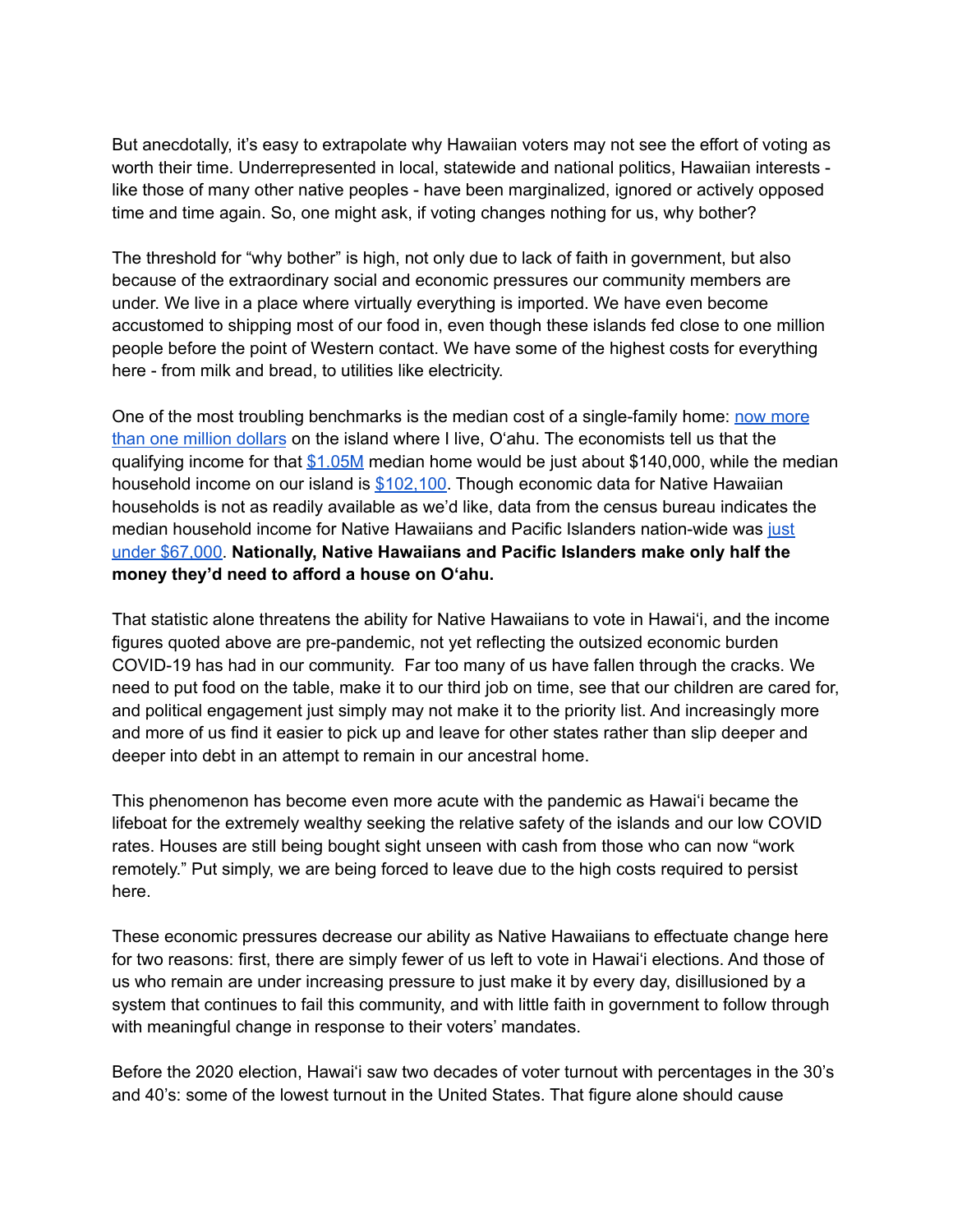But anecdotally, it's easy to extrapolate why Hawaiian voters may not see the effort of voting as worth their time. Underrepresented in local, statewide and national politics, Hawaiian interests - like those of many other native peoples - have been marginalized, ignored or actively opposed time and time again. So, one might ask, if voting changes nothing for us, why bother?

The threshold for "why bother" is high, not only due to lack of faith in government, but also because of the extraordinary social and economic pressures our community members are under. We live in a place where virtually everything is imported. We have even become accustomed to shipping most of our food in, even though these islands fed close to one million people before the point of Western contact. We have some of the highest costs for everything here - from milk and bread, to utilities like electricity.

One of the most troubling benchmarks is the median cost of a single-family home: now more than one million dollars on the island where I live, O'ahu. The economists tell us that the qualifying income for that $1.05M median home would be just about $140,000, while the median household income on our island is $102,100. Though economic data for Native Hawaiian households is not as readily available as we'd like, data from the census bureau indicates the median household income for Native Hawaiians and Pacific Islanders nation-wide was just under $67,000. **Nationally, Native Hawaiians and Pacific Islanders make only half the money they'd need to afford a house on O'ahu.**

That statistic alone threatens the ability for Native Hawaiians to vote in Hawai'i, and the income figures quoted above are pre-pandemic, not yet reflecting the outsized economic burden COVID-19 has had in our community. Far too many of us have fallen through the cracks. We need to put food on the table, make it to our third job on time, see that our children are cared for, and political engagement just simply may not make it to the priority list. And increasingly more and more of us find it easier to pick up and leave for other states rather than slip deeper and deeper into debt in an attempt to remain in our ancestral home.

This phenomenon has become even more acute with the pandemic as Hawai'i became the lifeboat for the extremely wealthy seeking the relative safety of the islands and our low COVID rates. Houses are still being bought sight unseen with cash from those who can now "work remotely." Put simply, we are being forced to leave due to the high costs required to persist here.

These economic pressures decrease our ability as Native Hawaiians to effectuate change here for two reasons: first, there are simply fewer of us left to vote in Hawai'i elections. And those of us who remain are under increasing pressure to just make it by every day, disillusioned by a system that continues to fail this community, and with little faith in government to follow through with meaningful change in response to their voters' mandates.

Before the 2020 election, Hawai'i saw two decades of voter turnout with percentages in the 30's and 40's: some of the lowest turnout in the United States. That figure alone should cause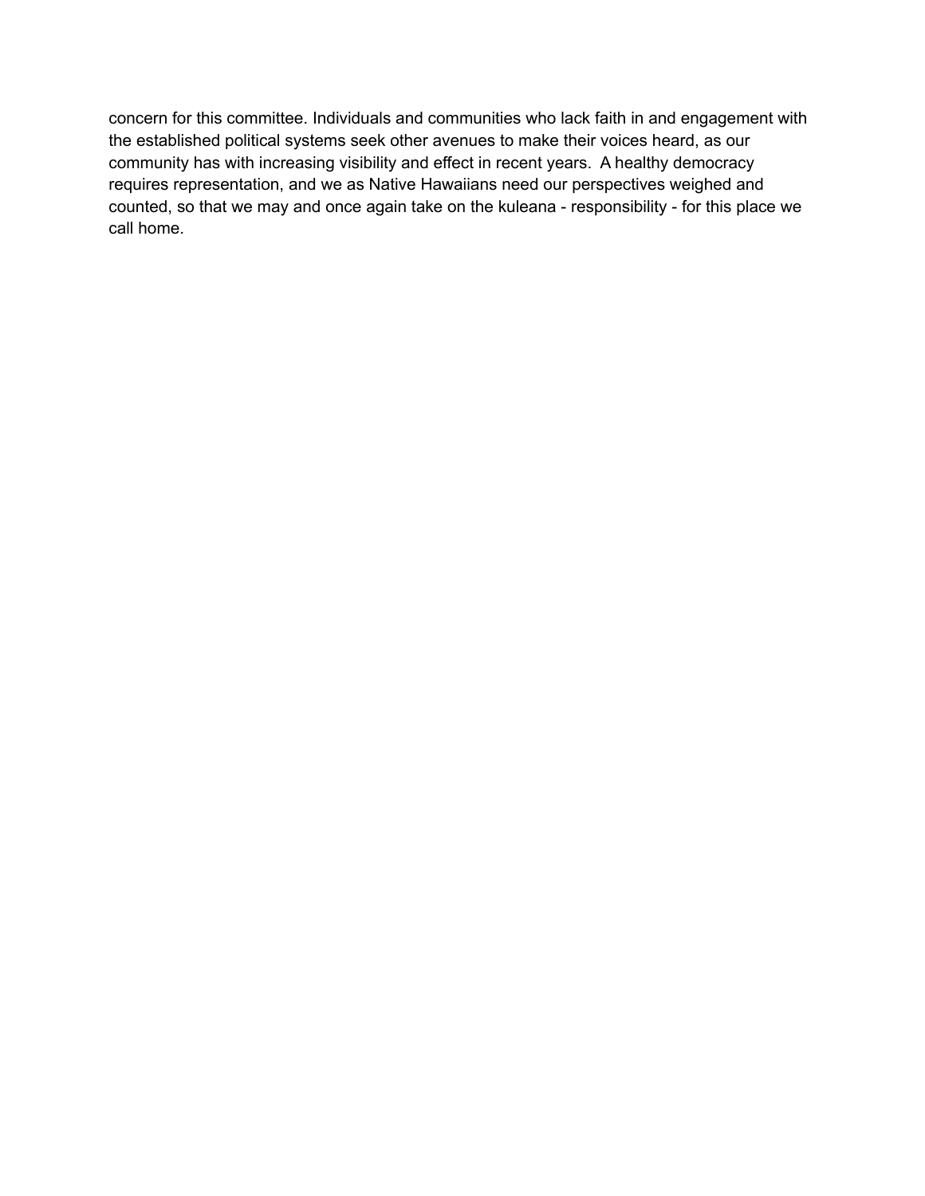concern for this committee. Individuals and communities who lack faith in and engagement with the established political systems seek other avenues to make their voices heard, as our community has with increasing visibility and effect in recent years. A healthy democracy requires representation, and we as Native Hawaiians need our perspectives weighed and counted, so that we may and once again take on the kuleana - responsibility - for this place we call home.